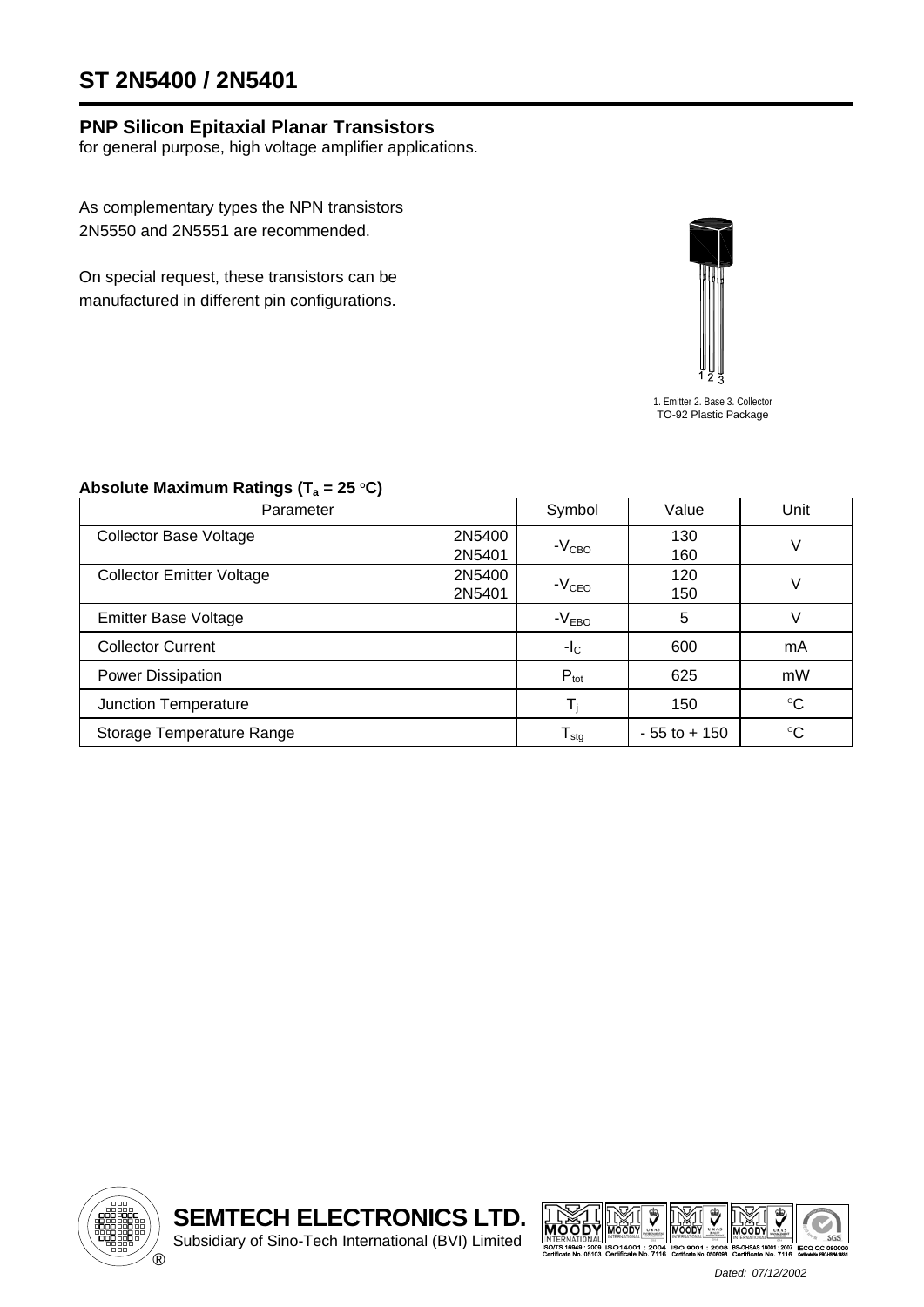# ST 2N5400 / 2N5401

**PNP Silicon Epitaxial Planar Transistors**
for general purpose, high voltage amplifier applications.

As complementary types the NPN transistors 2N5550 and 2N5551 are recommended.

On special request, these transistors can be manufactured in different pin configurations.

1. Emitter 2. Base 3. Collector
TO-92 Plastic Package

**Absolute Maximum Ratings ($T_a$ = 25 °C)**

| Parameter | | Symbol | Value | Unit |
|---|---|---|---|---|
| Collector Base Voltage | 2N5400<br>2N5401 | $-V_{CBO}$ | 130<br>160 | V |
| Collector Emitter Voltage | 2N5400<br>2N5401 | $-V_{CEO}$ | 120<br>150 | V |
| Emitter Base Voltage | | $-V_{EBO}$ | 5 | V |
| Collector Current | | $-I_C$ | 600 | mA |
| Power Dissipation | | $P_{tot}$ | 625 | mW |
| Junction Temperature | | $T_j$ | 150 | °C |
| Storage Temperature Range | | $T_{stg}$ | - 55 to + 150 | °C |

**SEMTECH ELECTRONICS LTD.**
Subsidiary of Sino-Tech International (BVI) Limited

Dated: 07/12/2002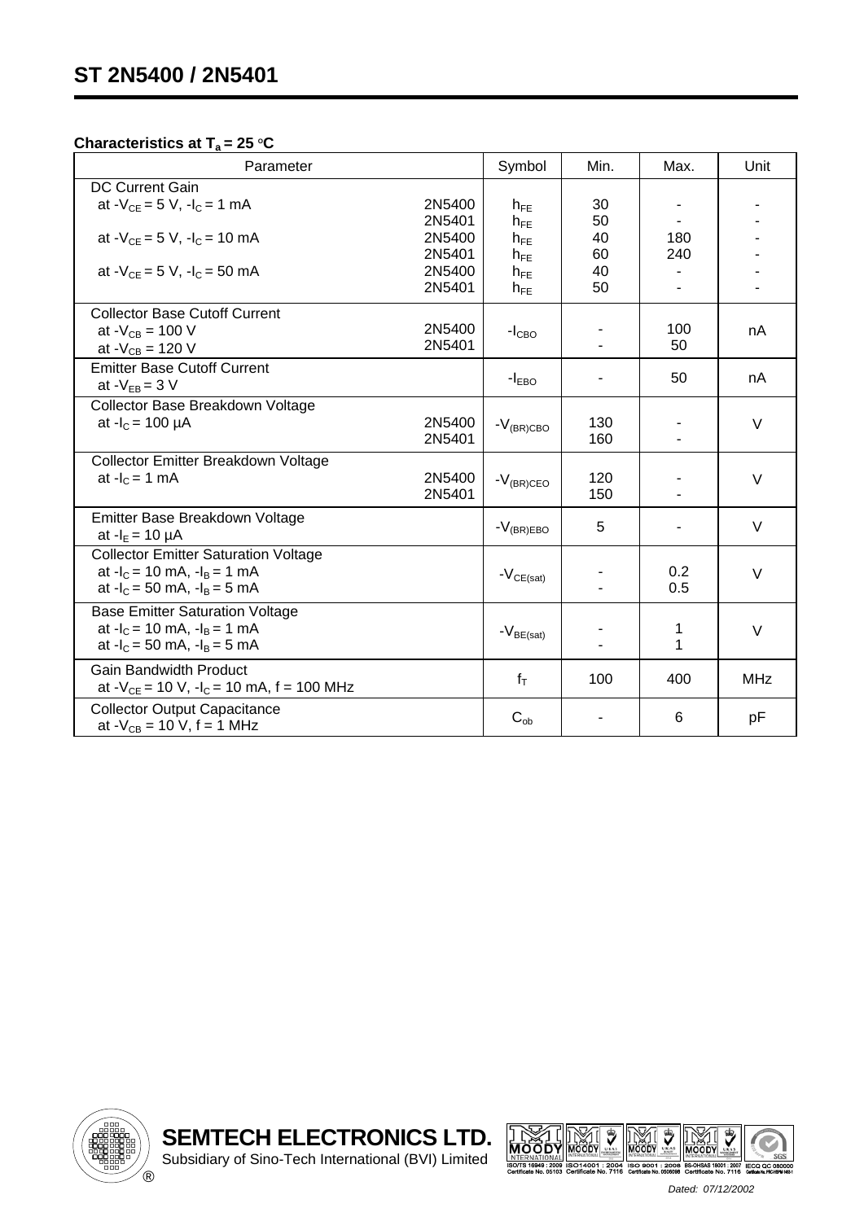# ST 2N5400 / 2N5401

**Characteristics at $T_a$ = 25 °C**

| Parameter | | Symbol | Min. | Max. | Unit |
|---|---|---|---|---|---|
| DC Current Gain | | | | | |
| at $-V_{CE}$ = 5 V, $-I_C$ = 1 mA | 2N5400 | $h_{FE}$ | 30 | - | - |
| | 2N5401 | $h_{FE}$ | 50 | - | - |
| at $-V_{CE}$ = 5 V, $-I_C$ = 10 mA | 2N5400 | $h_{FE}$ | 40 | 180 | - |
| | 2N5401 | $h_{FE}$ | 60 | 240 | - |
| at $-V_{CE}$ = 5 V, $-I_C$ = 50 mA | 2N5400 | $h_{FE}$ | 40 | - | - |
| | 2N5401 | $h_{FE}$ | 50 | - | - |
| Collector Base Cutoff Current | | | | | |
| at $-V_{CB}$ = 100 V | 2N5400 | $-I_{CBO}$ | - | 100 | nA |
| at $-V_{CB}$ = 120 V | 2N5401 | | - | 50 | |
| Emitter Base Cutoff Current<br>at $-V_{EB}$ = 3 V | | $-I_{EBO}$ | - | 50 | nA |
| Collector Base Breakdown Voltage | | | | | |
| at $-I_C$ = 100 µA | 2N5400 | $-V_{(BR)CBO}$ | 130 | - | V |
| | 2N5401 | | 160 | - | |
| Collector Emitter Breakdown Voltage | | | | | |
| at $-I_C$ = 1 mA | 2N5400 | $-V_{(BR)CEO}$ | 120 | - | V |
| | 2N5401 | | 150 | - | |
| Emitter Base Breakdown Voltage<br>at $-I_E$ = 10 µA | | $-V_{(BR)EBO}$ | 5 | - | V |
| Collector Emitter Saturation Voltage | | | | | |
| at $-I_C$ = 10 mA, $-I_B$ = 1 mA | | $-V_{CE(sat)}$ | - | 0.2 | V |
| at $-I_C$ = 50 mA, $-I_B$ = 5 mA | | | - | 0.5 | |
| Base Emitter Saturation Voltage | | | | | |
| at $-I_C$ = 10 mA, $-I_B$ = 1 mA | | $-V_{BE(sat)}$ | - | 1 | V |
| at $-I_C$ = 50 mA, $-I_B$ = 5 mA | | | - | 1 | |
| Gain Bandwidth Product<br>at $-V_{CE}$ = 10 V, $-I_C$ = 10 mA, f = 100 MHz | | $f_T$ | 100 | 400 | MHz |
| Collector Output Capacitance<br>at $-V_{CB}$ = 10 V, f = 1 MHz | | $C_{ob}$ | - | 6 | pF |

**SEMTECH ELECTRONICS LTD.**
Subsidiary of Sino-Tech International (BVI) Limited

*Dated: 07/12/2002*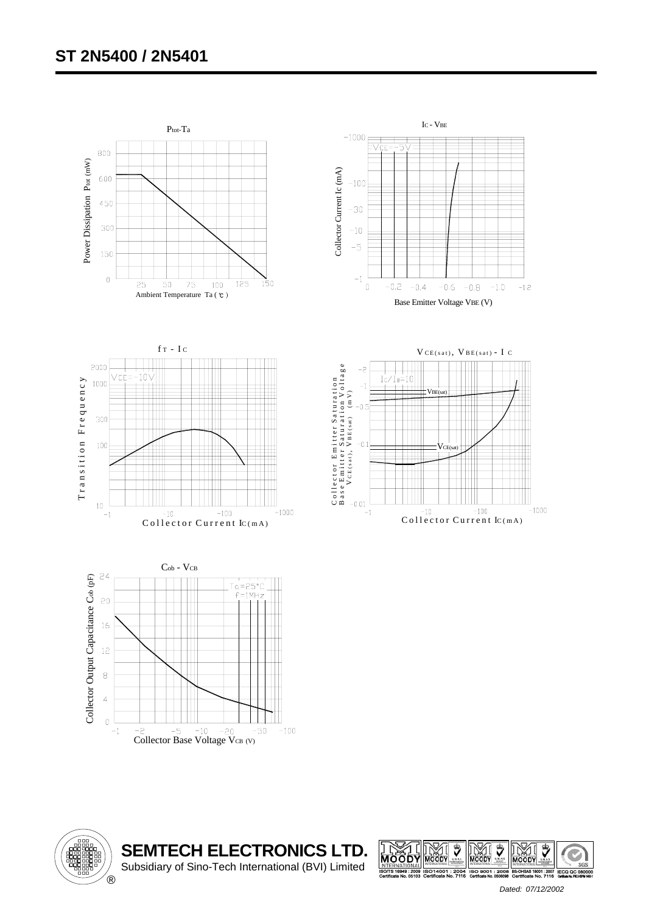# ST 2N5400 / 2N5401

Ptot-Ta

Power Dissipation Ptot (mW)

800
600
450
300
150
0

25 50 75 100 125 150

Ambient Temperature Ta (℃)

IC - VBE

Collector Current Ic (mA)

-1000
-100
-30
-10
-5
-1

VCE=-5V

0 -0.2 -0.4 -0.6 -0.8 -1.0 -1.2

Base Emitter Voltage VBE (V)

fT - IC

Transition Frequency

2000
1000
300
100
10

VCE=-10V

-1 -10 -100 -1000

Collector Current IC(mA)

VCE(sat), VBE(sat) - IC

Collector Emitter Saturation Base Emitter Saturation Voltage VCE(sat), VBE(sat) (mV)

-2
-1
-0.5
-0.1
-0.01

IC/IB=10

VBE(sat)

VCE(sat)

-1 -10 -100 -1000

Collector Current IC(mA)

Cob - VCB

Collector Output Capacitance Cob (pF)

24
20
16
12
8
4
0

Ta=25°C
f=1MHz

-1 -2 -5 -10 -20 -50 -100

Collector Base Voltage VCB (V)

**SEMTECH ELECTRONICS LTD.**
Subsidiary of Sino-Tech International (BVI) Limited

ISO/TS 16949 : 2009 Certificate No. 05103 | ISO14001 : 2004 Certificate No. 7116 | ISO 9001 : 2008 Certificate No. 0505098 | BS-OHSAS 18001 : 2007 Certificate No. 7116 | IECQ QC 080000

*Dated: 07/12/2002*